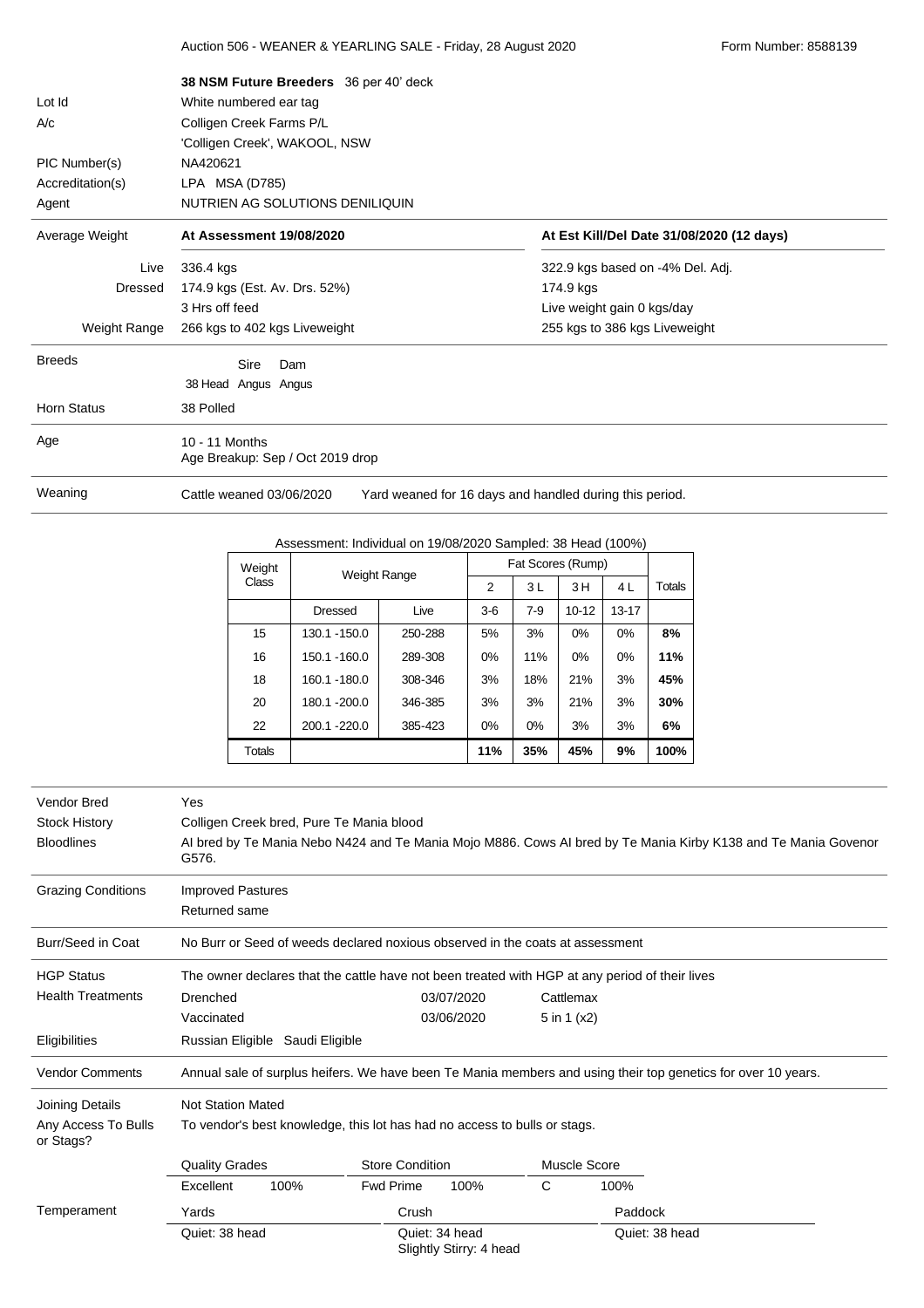Auction 506 - WEANER & YEARLING SALE - Friday, 28 August 2020

Form Number: 8588139

## 38 NSM Future Breeders 36 per 40' deck

| | |
|---|---|
| Lot Id | White numbered ear tag |
| A/c | Colligen Creek Farms P/L<br>'Colligen Creek', WAKOOL, NSW |
| PIC Number(s) | NA420621 |
| Accreditation(s) | LPA MSA (D785) |
| Agent | NUTRIEN AG SOLUTIONS DENILIQUIN |

| Average Weight | At Assessment 19/08/2020 | At Est Kill/Del Date 31/08/2020 (12 days) |
|---|---|---|
| Live | 336.4 kgs | 322.9 kgs based on -4% Del. Adj. |
| Dressed | 174.9 kgs (Est. Av. Drs. 52%) | 174.9 kgs |
| | 3 Hrs off feed | Live weight gain 0 kgs/day |
| Weight Range | 266 kgs to 402 kgs Liveweight | 255 kgs to 386 kgs Liveweight |

| Breeds | | Sire | Dam |
|---|---|---|---|
| | 38 Head | Angus | Angus |

| | |
|---|---|
| Horn Status | 38 Polled |
| Age | 10 - 11 Months<br>Age Breakup: Sep / Oct 2019 drop |
| Weaning | Cattle weaned 03/06/2020 Yard weaned for 16 days and handled during this period. |

Assessment: Individual on 19/08/2020 Sampled: 38 Head (100%)

| Weight Class | Weight Range | | Fat Scores (Rump) | | | | Totals |
|---|---|---|---|---|---|---|---|
| | | | 2 | 3 L | 3 H | 4 L | |
| | Dressed | Live | 3-6 | 7-9 | 10-12 | 13-17 | |
| 15 | 130.1 -150.0 | 250-288 | 5% | 3% | 0% | 0% | **8%** |
| 16 | 150.1 -160.0 | 289-308 | 0% | 11% | 0% | 0% | **11%** |
| 18 | 160.1 -180.0 | 308-346 | 3% | 18% | 21% | 3% | **45%** |
| 20 | 180.1 -200.0 | 346-385 | 3% | 3% | 21% | 3% | **30%** |
| 22 | 200.1 -220.0 | 385-423 | 0% | 0% | 3% | 3% | **6%** |
| Totals | | | **11%** | **35%** | **45%** | **9%** | **100%** |

| | |
|---|---|
| Vendor Bred | Yes |
| Stock History | Colligen Creek bred, Pure Te Mania blood |
| Bloodlines | AI bred by Te Mania Nebo N424 and Te Mania Mojo M886. Cows AI bred by Te Mania Kirby K138 and Te Mania Govenor G576. |
| Grazing Conditions | Improved Pastures<br>Returned same |
| Burr/Seed in Coat | No Burr or Seed of weeds declared noxious observed in the coats at assessment |
| HGP Status | The owner declares that the cattle have not been treated with HGP at any period of their lives |

| Health Treatments | | | |
|---|---|---|---|
| | Drenched | 03/07/2020 | Cattlemax |
| | Vaccinated | 03/06/2020 | 5 in 1 (x2) |

| | |
|---|---|
| Eligibilities | Russian Eligible Saudi Eligible |
| Vendor Comments | Annual sale of surplus heifers. We have been Te Mania members and using their top genetics for over 10 years. |
| Joining Details | Not Station Mated |
| Any Access To Bulls or Stags? | To vendor's best knowledge, this lot has had no access to bulls or stags. |

| Quality Grades | | Store Condition | | Muscle Score | |
|---|---|---|---|---|---|
| Excellent | 100% | Fwd Prime | 100% | C | 100% |

| Temperament | Yards | Crush | Paddock |
|---|---|---|---|
| | Quiet: 38 head | Quiet: 34 head<br>Slightly Stirry: 4 head | Quiet: 38 head |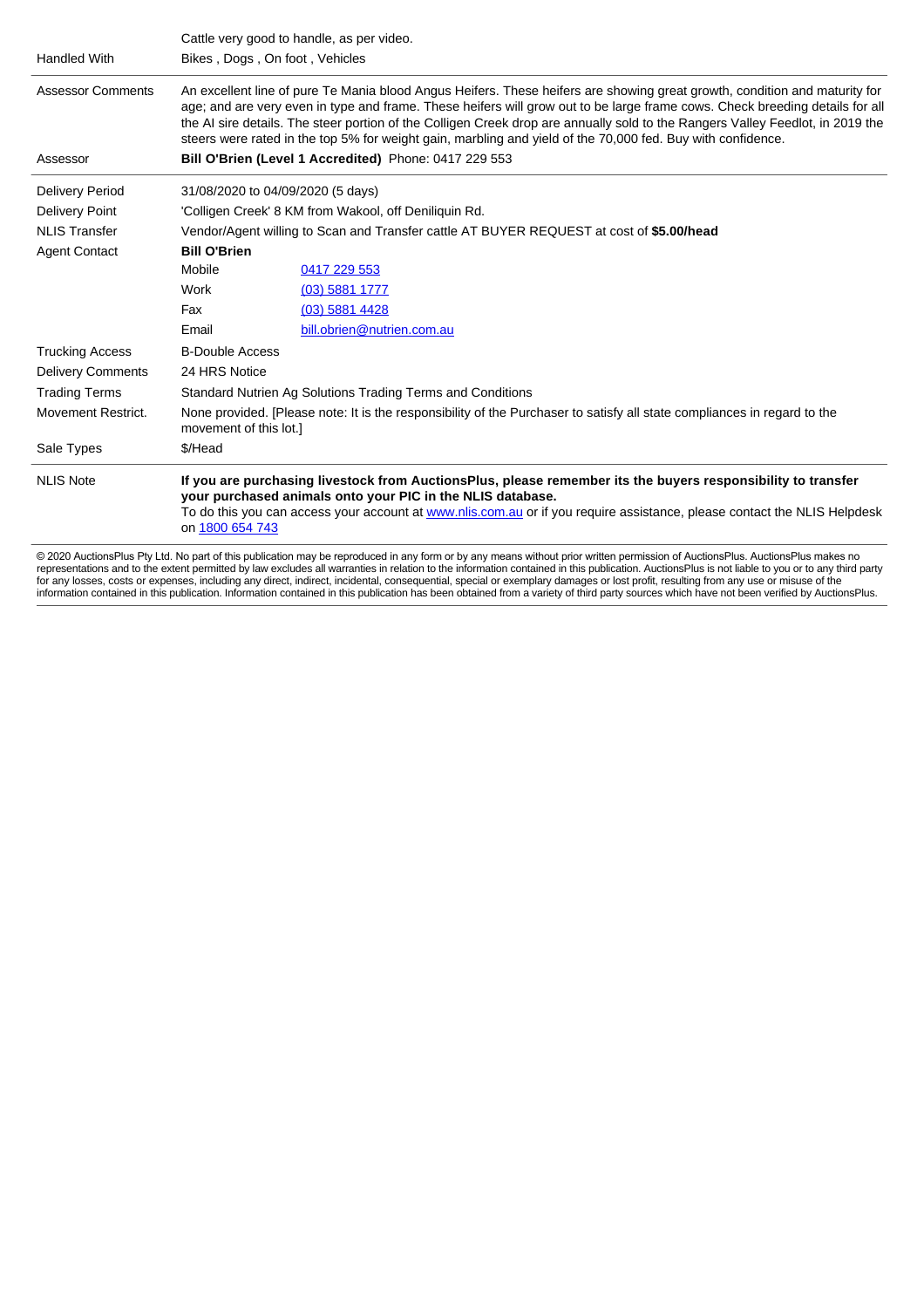| | |
|---|---|
| | Cattle very good to handle, as per video. |
| Handled With | Bikes , Dogs , On foot , Vehicles |
| Assessor Comments | An excellent line of pure Te Mania blood Angus Heifers. These heifers are showing great growth, condition and maturity for age; and are very even in type and frame. These heifers will grow out to be large frame cows. Check breeding details for all the AI sire details. The steer portion of the Colligen Creek drop are annually sold to the Rangers Valley Feedlot, in 2019 the steers were rated in the top 5% for weight gain, marbling and yield of the 70,000 fed. Buy with confidence. |
| Assessor | **Bill O'Brien (Level 1 Accredited)** Phone: 0417 229 553 |

| | | |
|---|---|---|
| Delivery Period | 31/08/2020 to 04/09/2020 (5 days) | |
| Delivery Point | 'Colligen Creek' 8 KM from Wakool, off Deniliquin Rd. | |
| NLIS Transfer | Vendor/Agent willing to Scan and Transfer cattle AT BUYER REQUEST at cost of **$5.00/head** | |
| Agent Contact | **Bill O'Brien** | |
| | Mobile | 0417 229 553 |
| | Work | (03) 5881 1777 |
| | Fax | (03) 5881 4428 |
| | Email | bill.obrien@nutrien.com.au |
| Trucking Access | B-Double Access | |
| Delivery Comments | 24 HRS Notice | |
| Trading Terms | Standard Nutrien Ag Solutions Trading Terms and Conditions | |
| Movement Restrict. | None provided. [Please note: It is the responsibility of the Purchaser to satisfy all state compliances in regard to the movement of this lot.] | |
| Sale Types | $/Head | |

| | |
|---|---|
| NLIS Note | **If you are purchasing livestock from AuctionsPlus, please remember its the buyers responsibility to transfer your purchased animals onto your PIC in the NLIS database.** To do this you can access your account at www.nlis.com.au or if you require assistance, please contact the NLIS Helpdesk on 1800 654 743 |

© 2020 AuctionsPlus Pty Ltd. No part of this publication may be reproduced in any form or by any means without prior written permission of AuctionsPlus. AuctionsPlus makes no representations and to the extent permitted by law excludes all warranties in relation to the information contained in this publication. AuctionsPlus is not liable to you or to any third party for any losses, costs or expenses, including any direct, indirect, incidental, consequential, special or exemplary damages or lost profit, resulting from any use or misuse of the information contained in this publication. Information contained in this publication has been obtained from a variety of third party sources which have not been verified by AuctionsPlus.